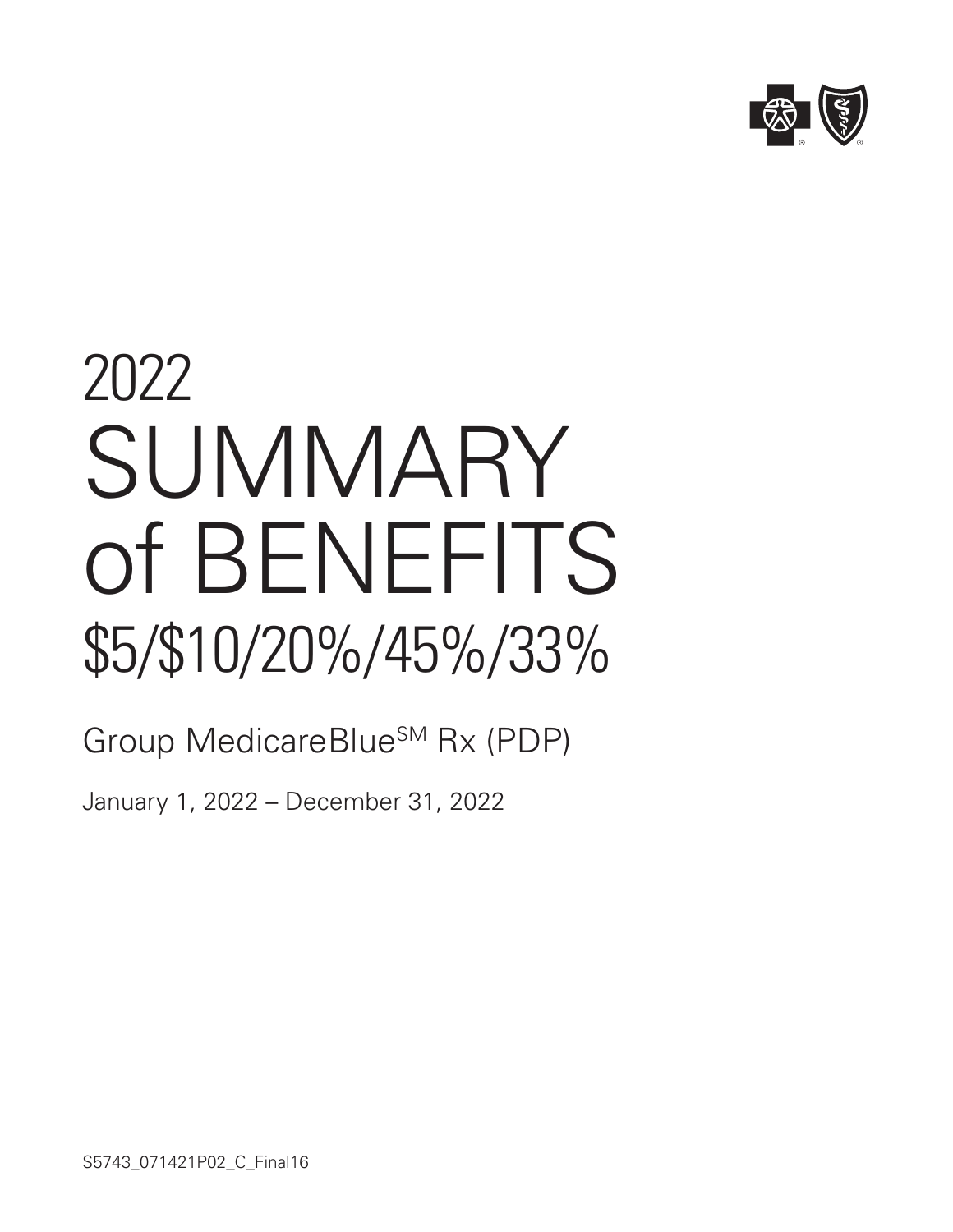# 2022 SUMMARY of BENEFITS $5/$10/20%/45%/33%

## Group MedicareBlue[SM] Rx (PDP)

January 1, 2022 – December 31, 2022

S5743_071421P02_C_Final16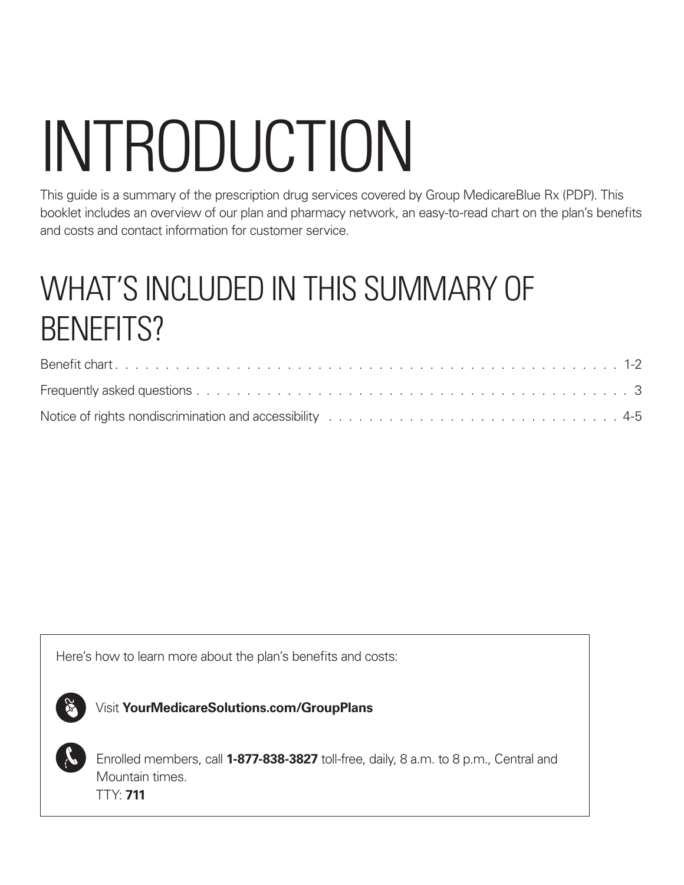# INTRODUCTION

This guide is a summary of the prescription drug services covered by Group MedicareBlue Rx (PDP). This booklet includes an overview of our plan and pharmacy network, an easy-to-read chart on the plan's benefits and costs and contact information for customer service.

## WHAT'S INCLUDED IN THIS SUMMARY OF BENEFITS?

Benefit chart . . . . . . . . . . . . . . . . . . . . . . . . . . . . . . . . . . . . . . . . . . . . . . . . . . . 1-2

Frequently asked questions . . . . . . . . . . . . . . . . . . . . . . . . . . . . . . . . . . . . . . . . . . . . . 3

Notice of rights nondiscrimination and accessibility . . . . . . . . . . . . . . . . . . . . . . . . . . . . . . . 4-5

Here's how to learn more about the plan's benefits and costs:

Visit **YourMedicareSolutions.com/GroupPlans**

Enrolled members, call **1-877-838-3827** toll-free, daily, 8 a.m. to 8 p.m., Central and Mountain times.
TTY: **711**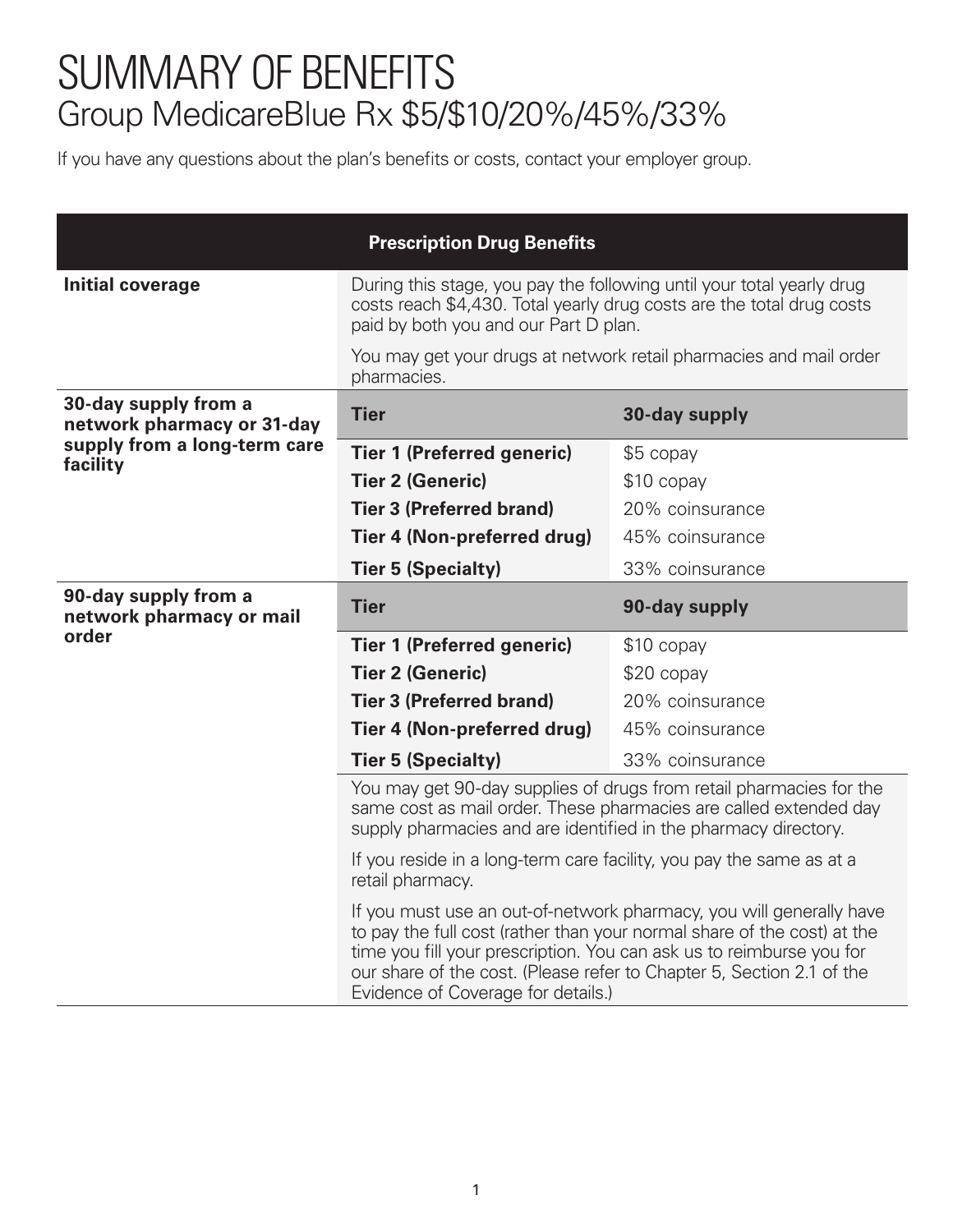# SUMMARY OF BENEFITS

## Group MedicareBlue Rx $5/$10/20%/45%/33%

If you have any questions about the plan's benefits or costs, contact your employer group.

| Prescription Drug Benefits | | |
|---|---|---|
| **Initial coverage** | During this stage, you pay the following until your total yearly drug costs reach $4,430. Total yearly drug costs are the total drug costs paid by both you and our Part D plan. You may get your drugs at network retail pharmacies and mail order pharmacies. | |
| **30-day supply from a network pharmacy or 31-day supply from a long-term care facility** | **Tier** | **30-day supply** |
| | **Tier 1 (Preferred generic)** | $5 copay |
| | **Tier 2 (Generic)** | $10 copay |
| | **Tier 3 (Preferred brand)** | 20% coinsurance |
| | **Tier 4 (Non-preferred drug)** | 45% coinsurance |
| | **Tier 5 (Specialty)** | 33% coinsurance |
| **90-day supply from a network pharmacy or mail order** | **Tier** | **90-day supply** |
| | **Tier 1 (Preferred generic)** | $10 copay |
| | **Tier 2 (Generic)** | $20 copay |
| | **Tier 3 (Preferred brand)** | 20% coinsurance |
| | **Tier 4 (Non-preferred drug)** | 45% coinsurance |
| | **Tier 5 (Specialty)** | 33% coinsurance |
| | You may get 90-day supplies of drugs from retail pharmacies for the same cost as mail order. These pharmacies are called extended day supply pharmacies and are identified in the pharmacy directory. If you reside in a long-term care facility, you pay the same as at a retail pharmacy. If you must use an out-of-network pharmacy, you will generally have to pay the full cost (rather than your normal share of the cost) at the time you fill your prescription. You can ask us to reimburse you for our share of the cost. (Please refer to Chapter 5, Section 2.1 of the Evidence of Coverage for details.) | |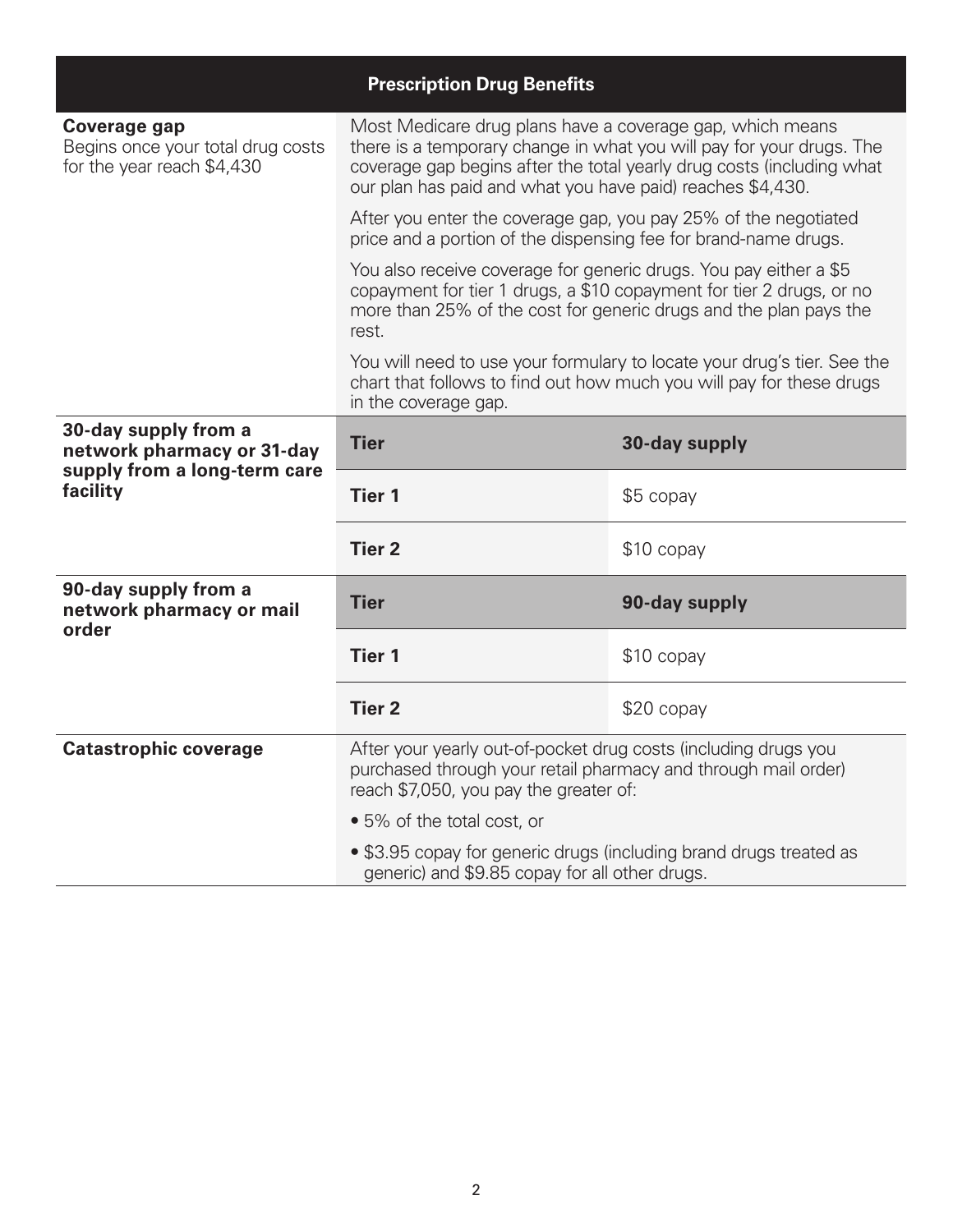| Prescription Drug Benefits | | |
|---|---|---|
| **Coverage gap**<br>Begins once your total drug costs for the year reach $4,430 | Most Medicare drug plans have a coverage gap, which means there is a temporary change in what you will pay for your drugs. The coverage gap begins after the total yearly drug costs (including what our plan has paid and what you have paid) reaches $4,430.<br><br>After you enter the coverage gap, you pay 25% of the negotiated price and a portion of the dispensing fee for brand-name drugs.<br><br>You also receive coverage for generic drugs. You pay either a $5 copayment for tier 1 drugs, a $10 copayment for tier 2 drugs, or no more than 25% of the cost for generic drugs and the plan pays the rest.<br><br>You will need to use your formulary to locate your drug's tier. See the chart that follows to find out how much you will pay for these drugs in the coverage gap. | |
| **30-day supply from a network pharmacy or 31-day supply from a long-term care facility** | **Tier** | **30-day supply** |
| | **Tier 1** | $5 copay |
| | **Tier 2** | $10 copay |
| **90-day supply from a network pharmacy or mail order** | **Tier** | **90-day supply** |
| | **Tier 1** | $10 copay |
| | **Tier 2** | $20 copay |
| **Catastrophic coverage** | After your yearly out-of-pocket drug costs (including drugs you purchased through your retail pharmacy and through mail order) reach $7,050, you pay the greater of:<br><br>• 5% of the total cost, or<br><br>• $3.95 copay for generic drugs (including brand drugs treated as generic) and $9.85 copay for all other drugs. | |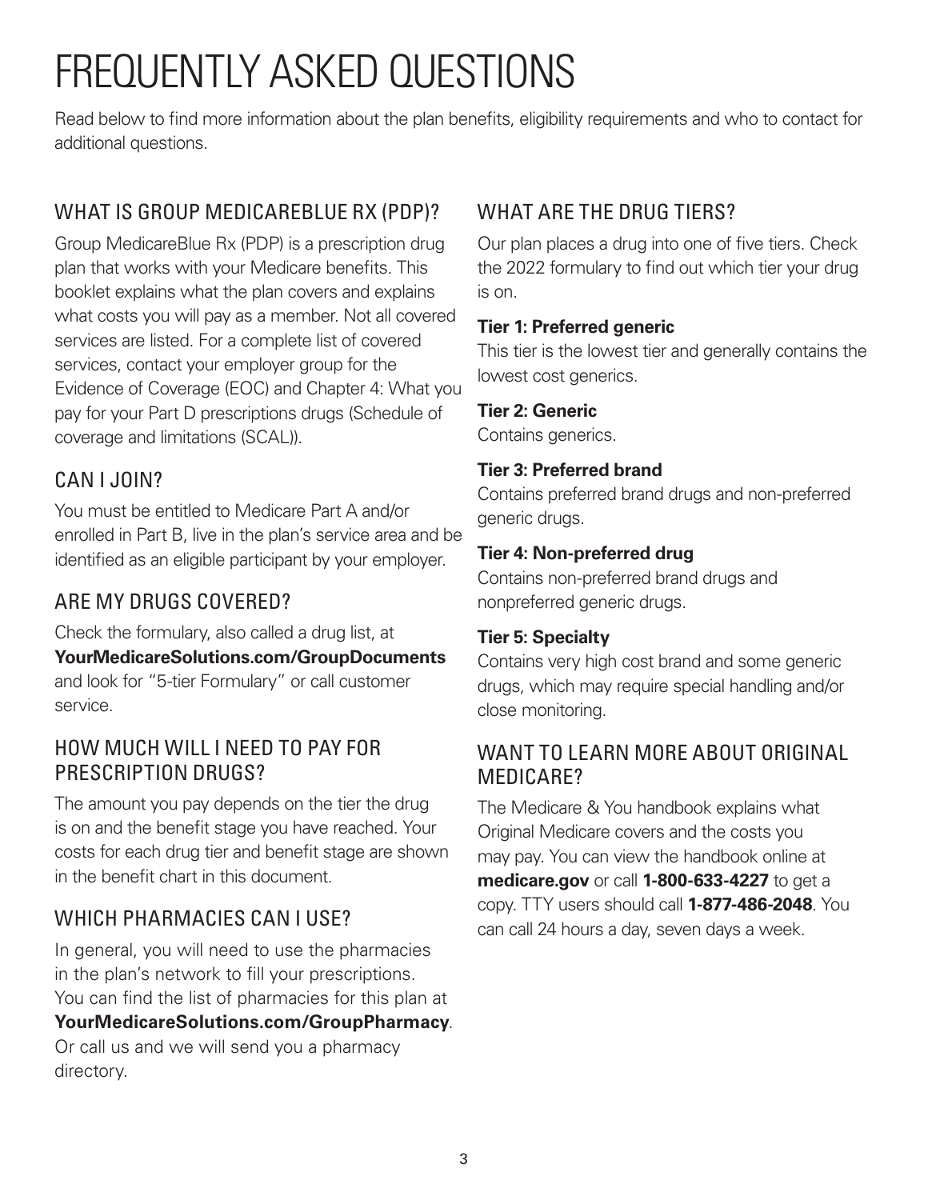# FREQUENTLY ASKED QUESTIONS

Read below to find more information about the plan benefits, eligibility requirements and who to contact for additional questions.

## WHAT IS GROUP MEDICAREBLUE RX (PDP)?

Group MedicareBlue Rx (PDP) is a prescription drug plan that works with your Medicare benefits. This booklet explains what the plan covers and explains what costs you will pay as a member. Not all covered services are listed. For a complete list of covered services, contact your employer group for the Evidence of Coverage (EOC) and Chapter 4: What you pay for your Part D prescriptions drugs (Schedule of coverage and limitations (SCAL)).

## CAN I JOIN?

You must be entitled to Medicare Part A and/or enrolled in Part B, live in the plan's service area and be identified as an eligible participant by your employer.

## ARE MY DRUGS COVERED?

Check the formulary, also called a drug list, at **YourMedicareSolutions.com/GroupDocuments** and look for "5-tier Formulary" or call customer service.

## HOW MUCH WILL I NEED TO PAY FOR PRESCRIPTION DRUGS?

The amount you pay depends on the tier the drug is on and the benefit stage you have reached. Your costs for each drug tier and benefit stage are shown in the benefit chart in this document.

## WHICH PHARMACIES CAN I USE?

In general, you will need to use the pharmacies in the plan's network to fill your prescriptions. You can find the list of pharmacies for this plan at **YourMedicareSolutions.com/GroupPharmacy**. Or call us and we will send you a pharmacy directory.

## WHAT ARE THE DRUG TIERS?

Our plan places a drug into one of five tiers. Check the 2022 formulary to find out which tier your drug is on.

**Tier 1: Preferred generic**
This tier is the lowest tier and generally contains the lowest cost generics.

**Tier 2: Generic**
Contains generics.

**Tier 3: Preferred brand**
Contains preferred brand drugs and non-preferred generic drugs.

**Tier 4: Non-preferred drug**
Contains non-preferred brand drugs and nonpreferred generic drugs.

**Tier 5: Specialty**
Contains very high cost brand and some generic drugs, which may require special handling and/or close monitoring.

## WANT TO LEARN MORE ABOUT ORIGINAL MEDICARE?

The Medicare & You handbook explains what Original Medicare covers and the costs you may pay. You can view the handbook online at **medicare.gov** or call **1-800-633-4227** to get a copy. TTY users should call **1-877-486-2048**. You can call 24 hours a day, seven days a week.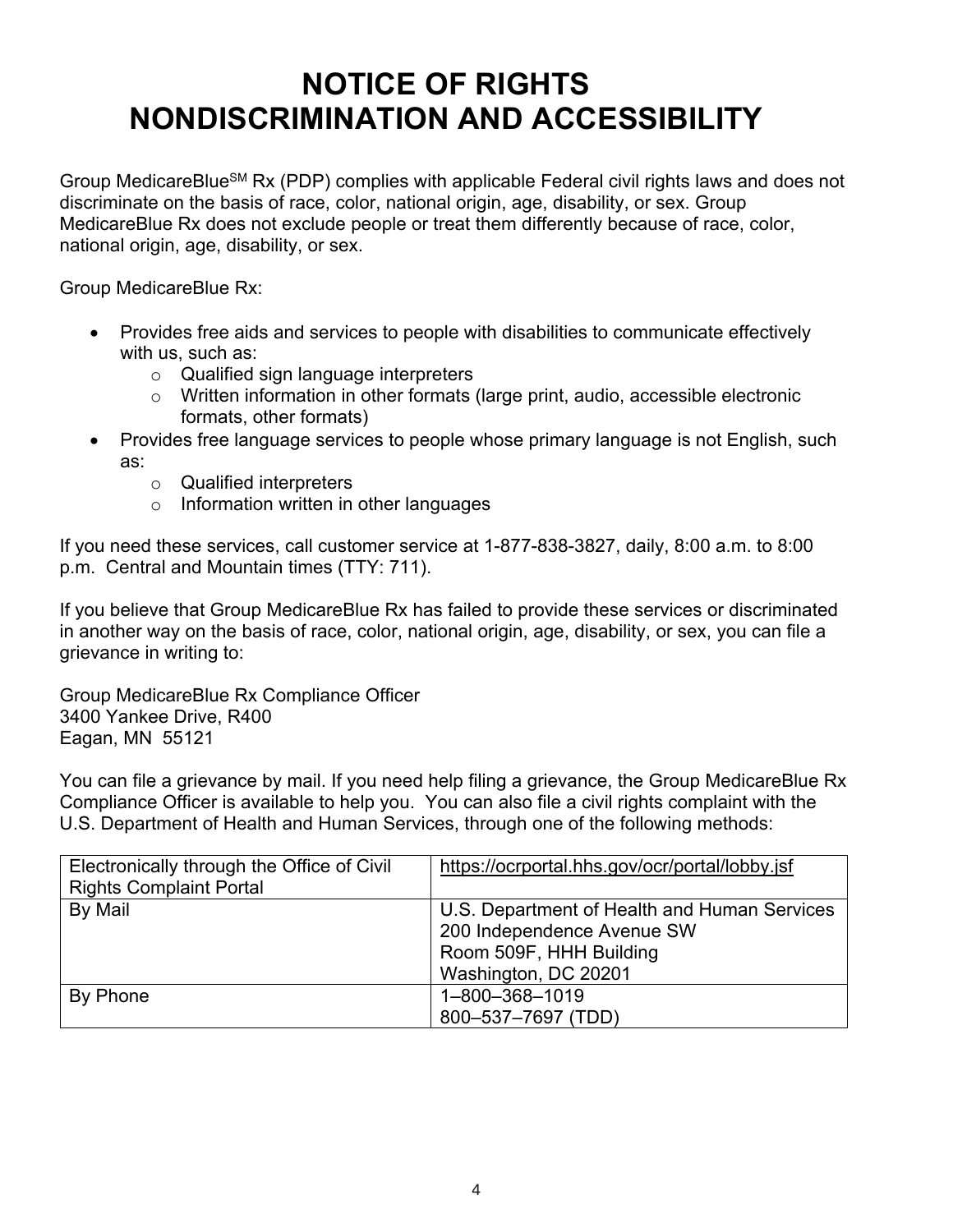# NOTICE OF RIGHTS
# NONDISCRIMINATION AND ACCESSIBILITY

Group MedicareBlue[SM] Rx (PDP) complies with applicable Federal civil rights laws and does not discriminate on the basis of race, color, national origin, age, disability, or sex. Group MedicareBlue Rx does not exclude people or treat them differently because of race, color, national origin, age, disability, or sex.

Group MedicareBlue Rx:

- Provides free aids and services to people with disabilities to communicate effectively with us, such as:
  - Qualified sign language interpreters
  - Written information in other formats (large print, audio, accessible electronic formats, other formats)
- Provides free language services to people whose primary language is not English, such as:
  - Qualified interpreters
  - Information written in other languages

If you need these services, call customer service at 1-877-838-3827, daily, 8:00 a.m. to 8:00 p.m. Central and Mountain times (TTY: 711).

If you believe that Group MedicareBlue Rx has failed to provide these services or discriminated in another way on the basis of race, color, national origin, age, disability, or sex, you can file a grievance in writing to:

Group MedicareBlue Rx Compliance Officer
3400 Yankee Drive, R400
Eagan, MN 55121

You can file a grievance by mail. If you need help filing a grievance, the Group MedicareBlue Rx Compliance Officer is available to help you. You can also file a civil rights complaint with the U.S. Department of Health and Human Services, through one of the following methods:

| | |
|---|---|
| Electronically through the Office of Civil Rights Complaint Portal | https://ocrportal.hhs.gov/ocr/portal/lobby.jsf |
| By Mail | U.S. Department of Health and Human Services<br>200 Independence Avenue SW<br>Room 509F, HHH Building<br>Washington, DC 20201 |
| By Phone | 1–800–368–1019<br>800–537–7697 (TDD) |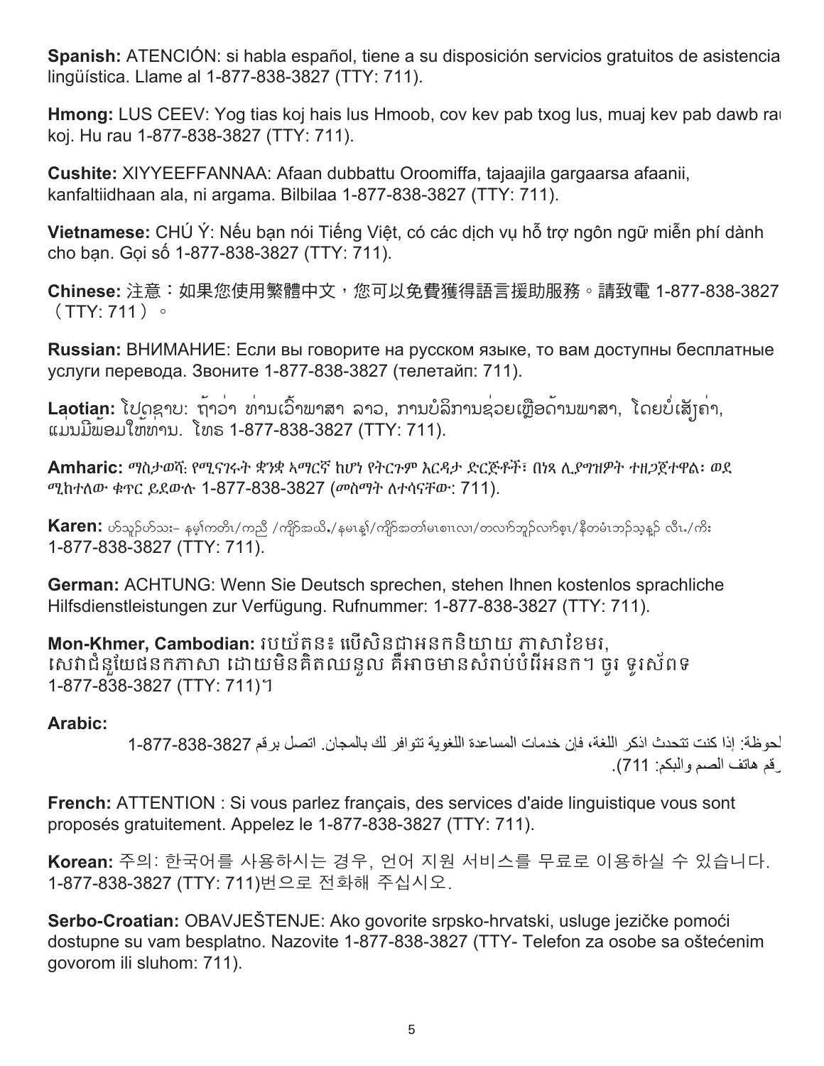**Spanish:** ATENCIÓN: si habla español, tiene a su disposición servicios gratuitos de asistencia lingüística. Llame al 1-877-838-3827 (TTY: 711).

**Hmong:** LUS CEEV: Yog tias koj hais lus Hmoob, cov kev pab txog lus, muaj kev pab dawb rau koj. Hu rau 1-877-838-3827 (TTY: 711).

**Cushite:** XIYYEEFFANNAA: Afaan dubbattu Oroomiffa, tajaajila gargaarsa afaanii, kanfaltiidhaan ala, ni argama. Bilbilaa 1-877-838-3827 (TTY: 711).

**Vietnamese:** CHÚ Ý: Nếu bạn nói Tiếng Việt, có các dịch vụ hỗ trợ ngôn ngữ miễn phí dành cho bạn. Gọi số 1-877-838-3827 (TTY: 711).

**Chinese:** 注意：如果您使用繁體中文，您可以免費獲得語言援助服務。請致電 1-877-838-3827（TTY: 711）。

**Russian:** ВНИМАНИЕ: Если вы говорите на русском языке, то вам доступны бесплатные услуги перевода. Звоните 1-877-838-3827 (телетайп: 711).

**Laotian:** ໂປດຊາບ: ຖ້າວ່າ ທ່ານເວົ້າພາສາ ລາວ, ການບໍລິການຊ່ວຍເຫຼືອດ້ານພາສາ, ໂດຍບໍ່ເສັຽຄ່າ, ແມ່ນມີພ້ອມໃຫ້ທ່ານ. ໂທຣ 1-877-838-3827 (TTY: 711).

**Amharic:** ማስታወሻ: የሚናገሩት ቋንቋ ኣማርኛ ከሆነ የትርጉም እርዳታ ድርጅቶች፣ በነጻ ሊያግዝዎት ተዘጋጀተዋል፡ ወደ ሚከተለው ቁጥር ይደውሉ 1-877-838-3827 (መስማት ለተሳናቸው: 711).

**Karen:** ဟ်သူဉ်ဟ်သး– နမ့ၢ်ကတိၤ/ကညီ /ကျိာ်အယိ,/နမၤန့ၢ်/ကျိာ်အတၢ်မၤစၢၤလၢ/တလၢာ်ဘူဉ်လၢာ်စ့ၤ/နီတမံၤဘဉ်သ့န့ဉ် လီၤ./ကိး 1-877-838-3827 (TTY: 711).

**German:** ACHTUNG: Wenn Sie Deutsch sprechen, stehen Ihnen kostenlos sprachliche Hilfsdienstleistungen zur Verfügung. Rufnummer: 1-877-838-3827 (TTY: 711).

**Mon-Khmer, Cambodian:** ប្រយ័ត្ន៖ បើសិនជាអ្នកនិយាយ ភាសាខ្មែរ, សេវាជំនួយផ្នែកភាសា ដោយមិនគិតឈ្នួល គឺអាចមានសំរាប់បំរើអ្នក។ ចូរ ទូរស័ព្ទ 1-877-838-3827 (TTY: 711)។

**Arabic:**

ملحوظة: إذا كنت تتحدث اذكر اللغة، فإن خدمات المساعدة اللغوية تتوافر لك بالمجان. اتصل برقم 1-877-838-3827 (رقم هاتف الصم والبكم: 711).

**French:** ATTENTION : Si vous parlez français, des services d'aide linguistique vous sont proposés gratuitement. Appelez le 1-877-838-3827 (TTY: 711).

**Korean:** 주의: 한국어를 사용하시는 경우, 언어 지원 서비스를 무료로 이용하실 수 있습니다. 1-877-838-3827 (TTY: 711)번으로 전화해 주십시오.

**Serbo-Croatian:** OBAVJEŠTENJE: Ako govorite srpsko-hrvatski, usluge jezičke pomoći dostupne su vam besplatno. Nazovite 1-877-838-3827 (TTY- Telefon za osobe sa oštećenim govorom ili sluhom: 711).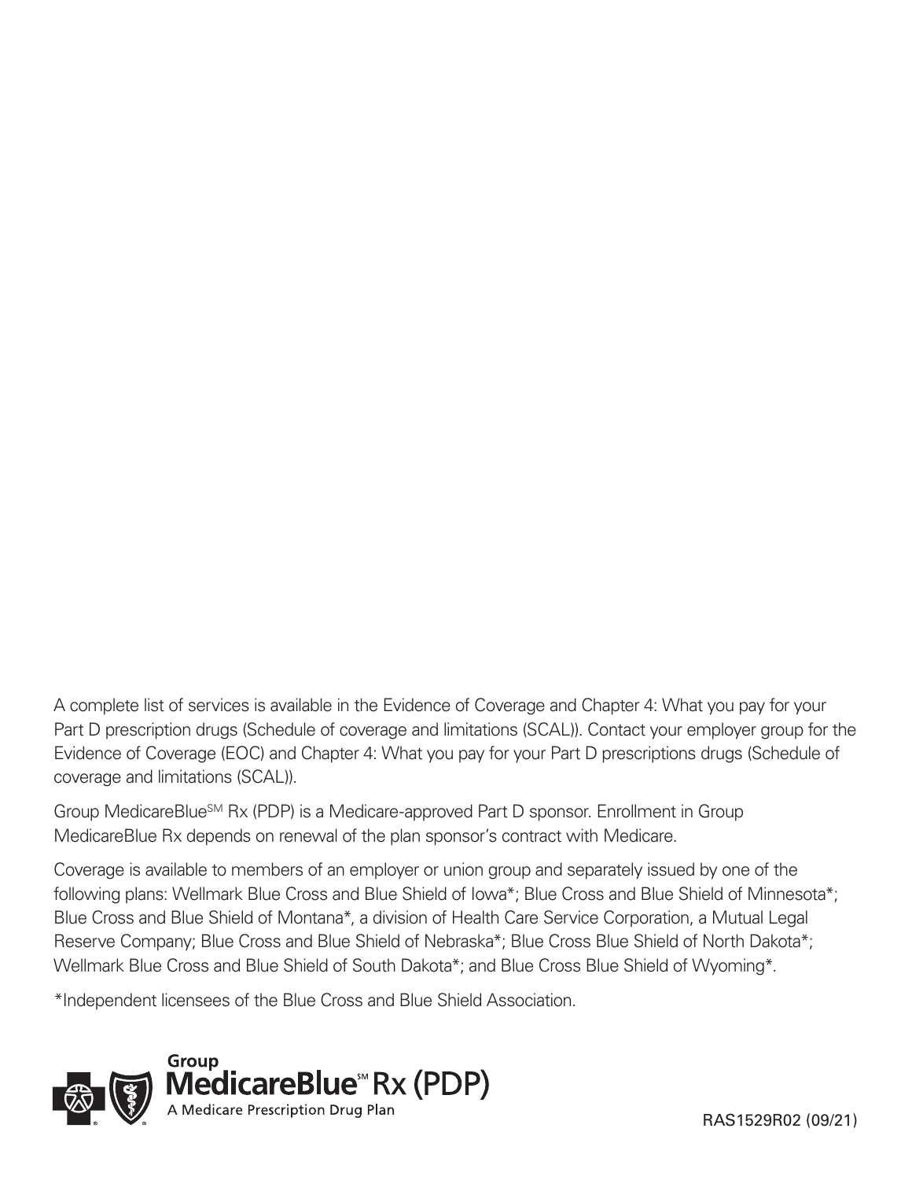A complete list of services is available in the Evidence of Coverage and Chapter 4: What you pay for your Part D prescription drugs (Schedule of coverage and limitations (SCAL)). Contact your employer group for the Evidence of Coverage (EOC) and Chapter 4: What you pay for your Part D prescriptions drugs (Schedule of coverage and limitations (SCAL)).

Group MedicareBlue℠ Rx (PDP) is a Medicare-approved Part D sponsor. Enrollment in Group MedicareBlue Rx depends on renewal of the plan sponsor's contract with Medicare.

Coverage is available to members of an employer or union group and separately issued by one of the following plans: Wellmark Blue Cross and Blue Shield of Iowa*; Blue Cross and Blue Shield of Minnesota*; Blue Cross and Blue Shield of Montana*, a division of Health Care Service Corporation, a Mutual Legal Reserve Company; Blue Cross and Blue Shield of Nebraska*; Blue Cross Blue Shield of North Dakota*; Wellmark Blue Cross and Blue Shield of South Dakota*; and Blue Cross Blue Shield of Wyoming*.

*Independent licensees of the Blue Cross and Blue Shield Association.

Group
MedicareBlue℠ Rx (PDP)
A Medicare Prescription Drug Plan

RAS1529R02 (09/21)